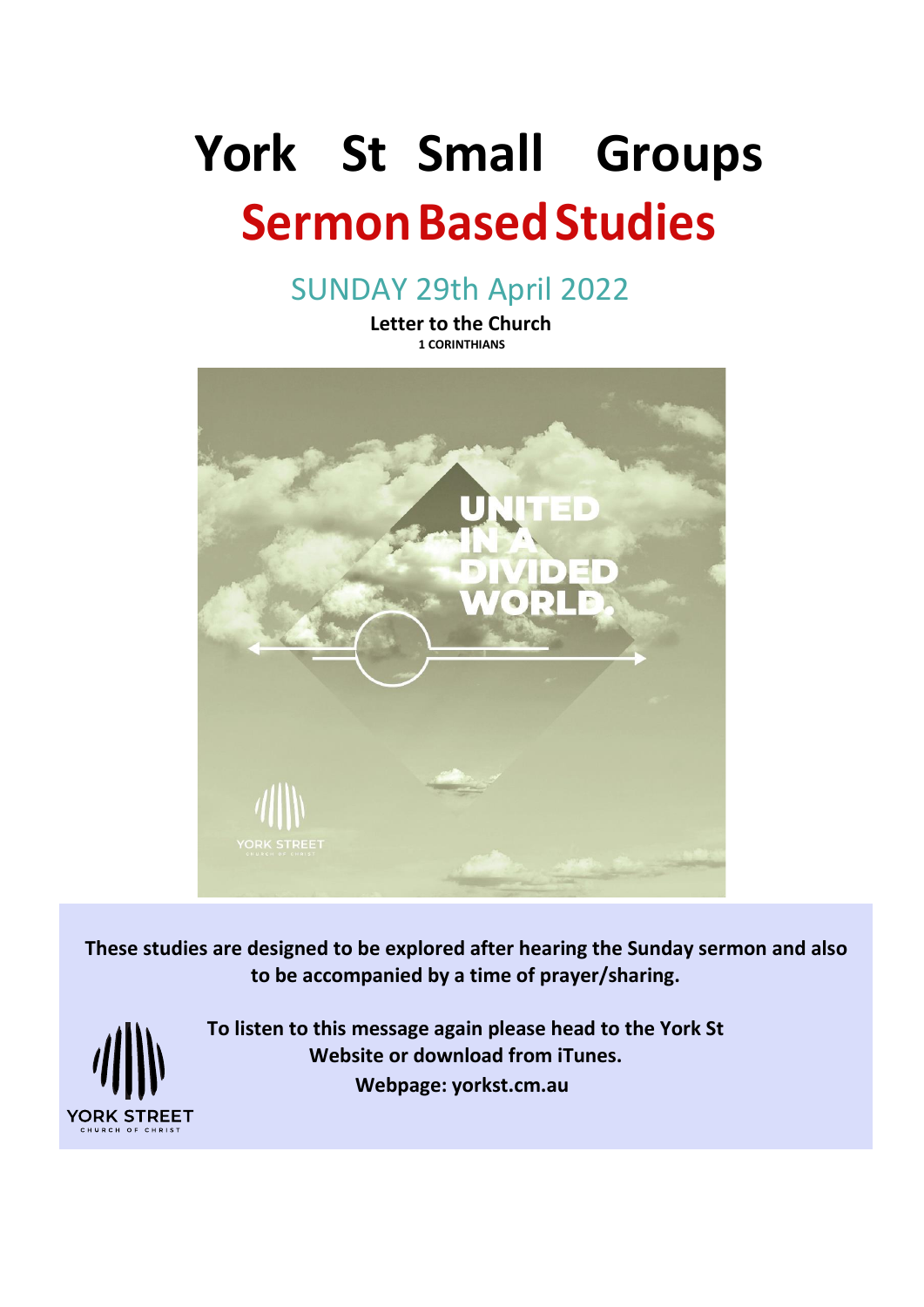# York St Small Groups

## Sermon Based Studies

### SUNDAY 29th April 2022

**Letter to the Church**

**1 CORINTHIANS**

**These studies are designed to be explored after hearing the Sunday sermon and also to be accompanied by a time of prayer/sharing.**

**To listen to this message again please head to the York St Website or download from iTunes.**

**Webpage: yorkst.cm.au**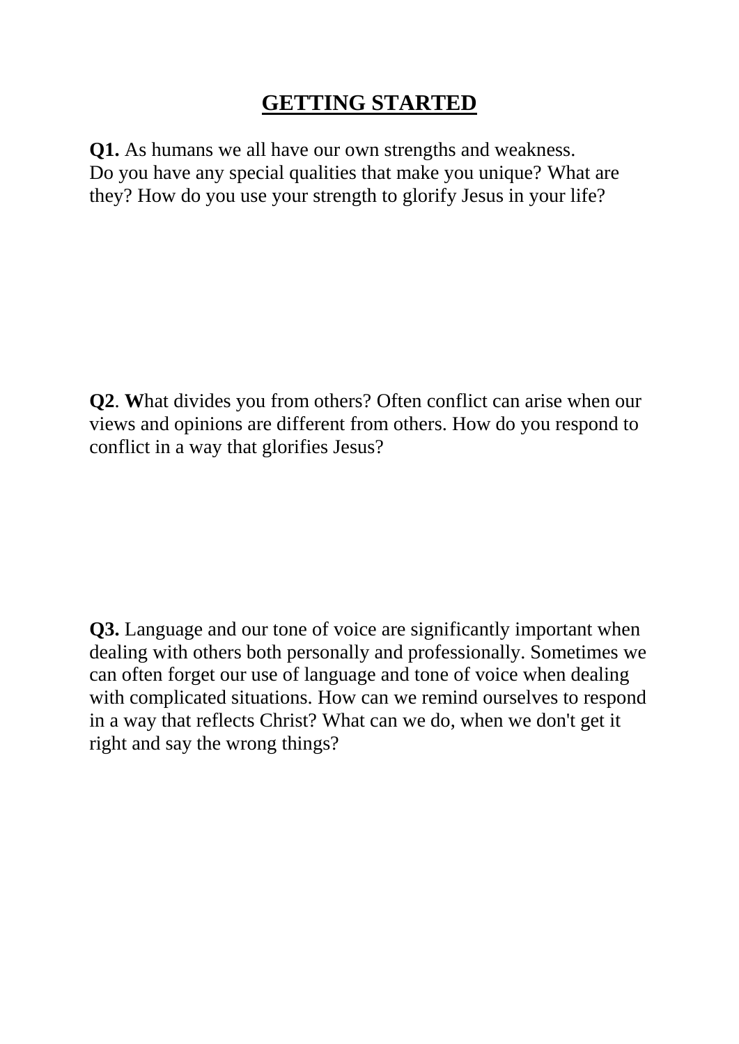# GETTING STARTED

**Q1.** As humans we all have our own strengths and weakness. Do you have any special qualities that make you unique? What are they? How do you use your strength to glorify Jesus in your life?

**Q2**. **W**hat divides you from others? Often conflict can arise when our views and opinions are different from others. How do you respond to conflict in a way that glorifies Jesus?

**Q3.** Language and our tone of voice are significantly important when dealing with others both personally and professionally. Sometimes we can often forget our use of language and tone of voice when dealing with complicated situations. How can we remind ourselves to respond in a way that reflects Christ? What can we do, when we don't get it right and say the wrong things?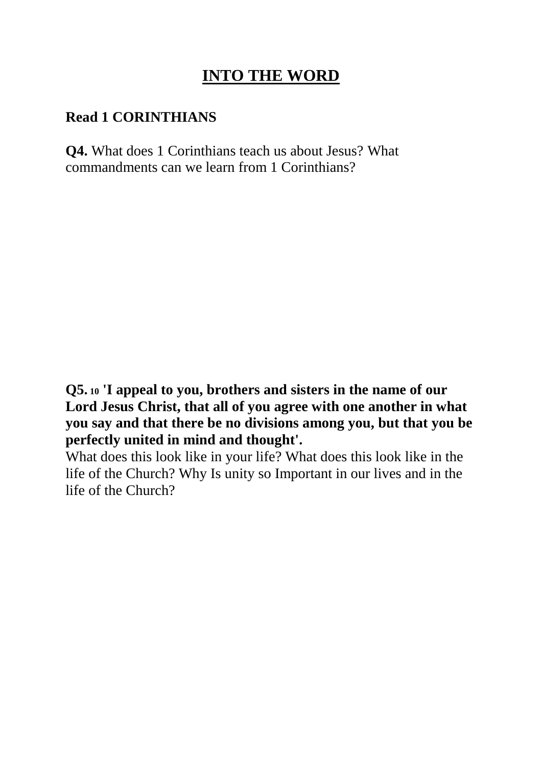# INTO THE WORD

**Read 1 CORINTHIANS**

**Q4.** What does 1 Corinthians teach us about Jesus? What commandments can we learn from 1 Corinthians?

**Q5.** [10] **'I appeal to you, brothers and sisters in the name of our Lord Jesus Christ, that all of you agree with one another in what you say and that there be no divisions among you, but that you be perfectly united in mind and thought'.**

What does this look like in your life? What does this look like in the life of the Church? Why Is unity so Important in our lives and in the life of the Church?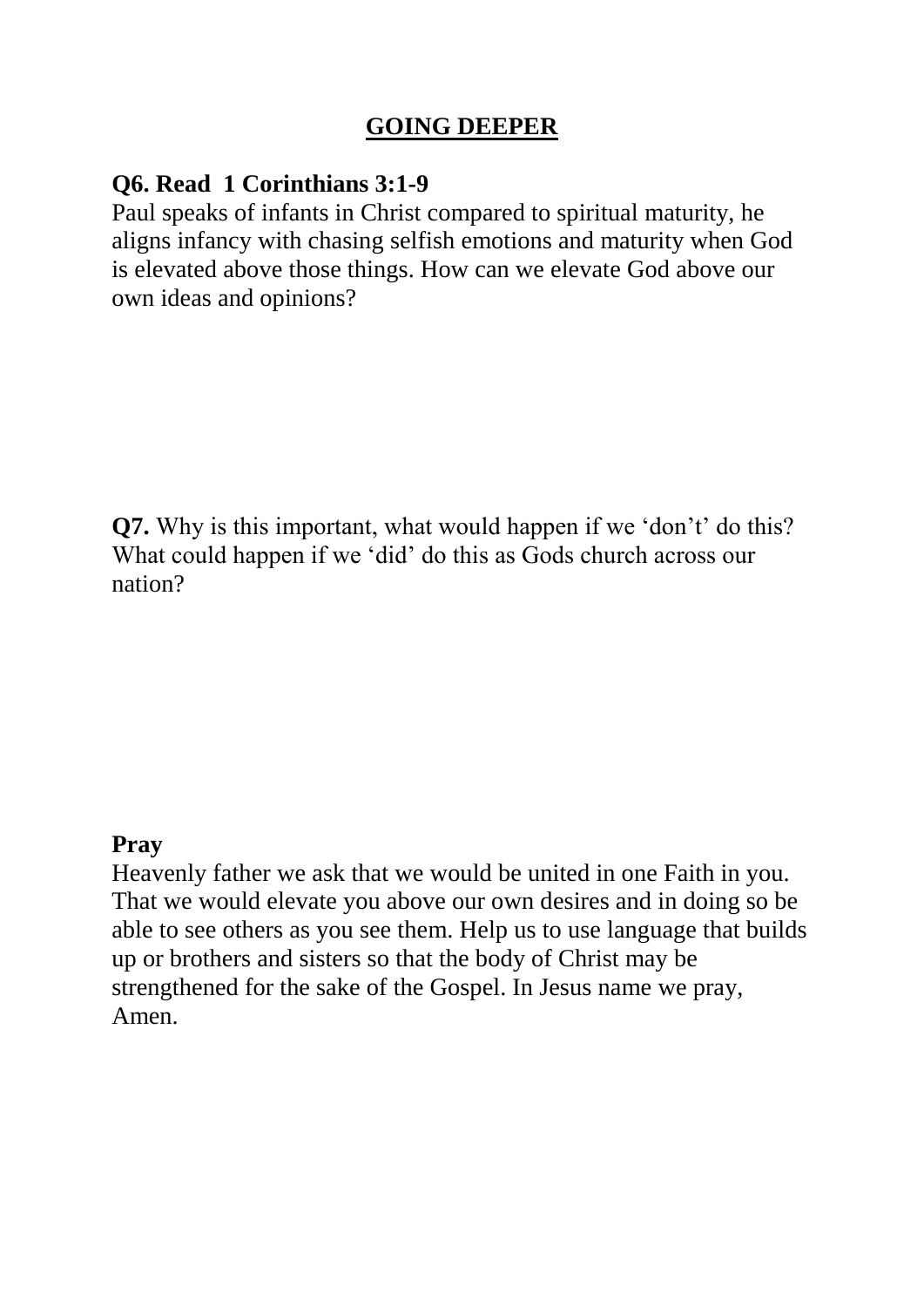## GOING DEEPER

**Q6. Read 1 Corinthians 3:1-9**
Paul speaks of infants in Christ compared to spiritual maturity, he aligns infancy with chasing selfish emotions and maturity when God is elevated above those things. How can we elevate God above our own ideas and opinions?

**Q7.** Why is this important, what would happen if we 'don't' do this? What could happen if we 'did' do this as Gods church across our nation?

**Pray**
Heavenly father we ask that we would be united in one Faith in you. That we would elevate you above our own desires and in doing so be able to see others as you see them. Help us to use language that builds up or brothers and sisters so that the body of Christ may be strengthened for the sake of the Gospel. In Jesus name we pray, Amen.